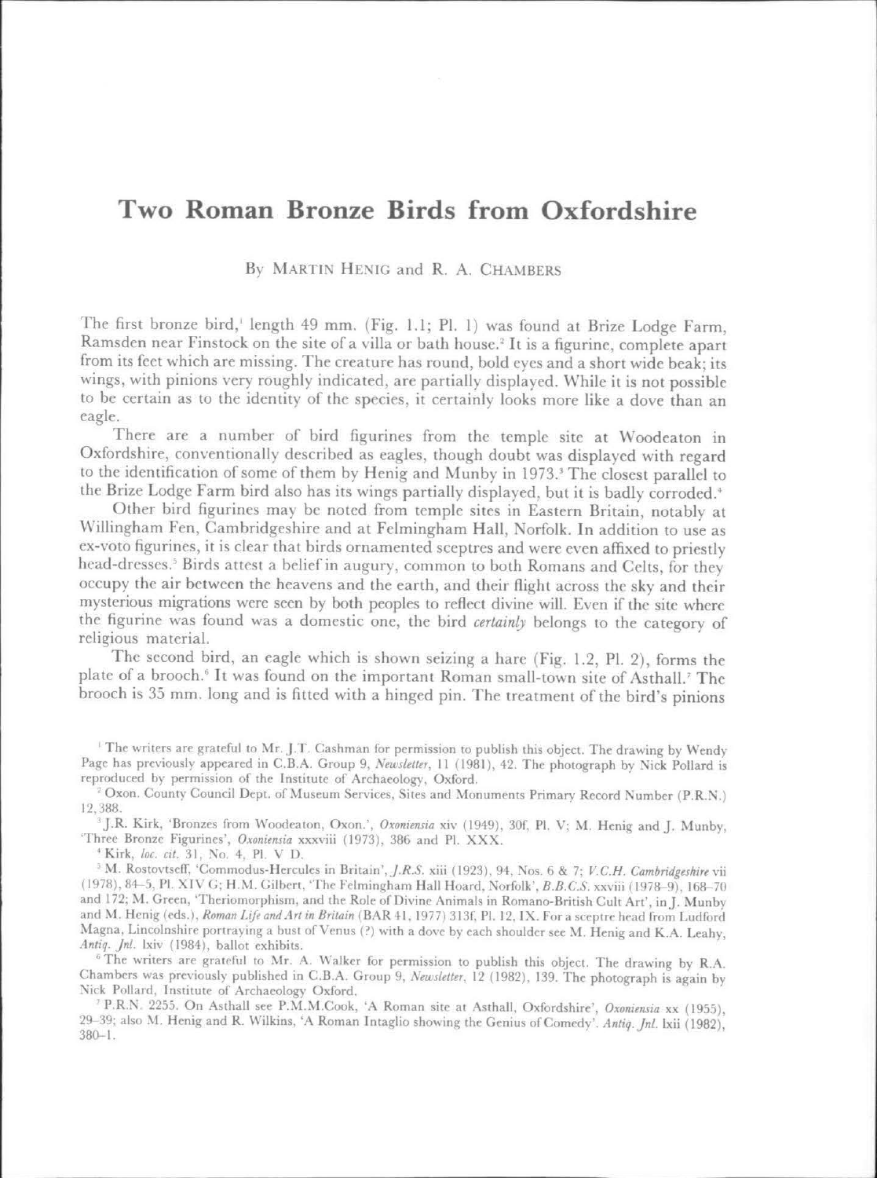# Two Roman Bronze Birds from Oxfordshire

By MARTIN HENIG and R. A. CHAMBERS

The first bronze bird,[1] length 49 mm. (Fig. 1.1; Pl. 1) was found at Brize Lodge Farm, Ramsden near Finstock on the site of a villa or bath house.[2] It is a figurine, complete apart from its feet which are missing. The creature has round, bold eyes and a short wide beak; its wings, with pinions very roughly indicated, are partially displayed. While it is not possible to be certain as to the identity of the species, it certainly looks more like a dove than an eagle.

There are a number of bird figurines from the temple site at Woodeaton in Oxfordshire, conventionally described as eagles, though doubt was displayed with regard to the identification of some of them by Henig and Munby in 1973.[3] The closest parallel to the Brize Lodge Farm bird also has its wings partially displayed, but it is badly corroded.[4]

Other bird figurines may be noted from temple sites in Eastern Britain, notably at Willingham Fen, Cambridgeshire and at Felmingham Hall, Norfolk. In addition to use as ex-voto figurines, it is clear that birds ornamented sceptres and were even affixed to priestly head-dresses.[5] Birds attest a belief in augury, common to both Romans and Celts, for they occupy the air between the heavens and the earth, and their flight across the sky and their mysterious migrations were seen by both peoples to reflect divine will. Even if the site where the figurine was found was a domestic one, the bird *certainly* belongs to the category of religious material.

The second bird, an eagle which is shown seizing a hare (Fig. 1.2, Pl. 2), forms the plate of a brooch.[6] It was found on the important Roman small-town site of Asthall.[7] The brooch is 35 mm. long and is fitted with a hinged pin. The treatment of the bird's pinions

---

[1] The writers are grateful to Mr. J.T. Cashman for permission to publish this object. The drawing by Wendy Page has previously appeared in C.B.A. Group 9, *Newsletter*, 11 (1981), 42. The photograph by Nick Pollard is reproduced by permission of the Institute of Archaeology, Oxford.

[2] Oxon. County Council Dept. of Museum Services, Sites and Monuments Primary Record Number (P.R.N.) 12,388.

[3] J.R. Kirk, 'Bronzes from Woodeaton, Oxon.', *Oxoniensia* xiv (1949), 30f, Pl. V; M. Henig and J. Munby, 'Three Bronze Figurines', *Oxoniensia* xxxviii (1973), 386 and Pl. XXX.

[4] Kirk, *loc. cit.* 31, No. 4, Pl. V D.

[5] M. Rostovtseff, 'Commodus-Hercules in Britain', *J.R.S.* xiii (1923), 94, Nos. 6 & 7; *V.C.H. Cambridgeshire* vii (1978), 84–5, Pl. XIV G; H.M. Gilbert, 'The Felmingham Hall Hoard, Norfolk', *B.B.C.S.* xxviii (1978–9), 168–70 and 172; M. Green, 'Theriomorphism, and the Role of Divine Animals in Romano-British Cult Art', in J. Munby and M. Henig (eds.), *Roman Life and Art in Britain* (BAR 41, 1977) 313f, Pl. 12, IX. For a sceptre head from Ludford Magna, Lincolnshire portraying a bust of Venus (?) with a dove by each shoulder see M. Henig and K.A. Leahy, *Antiq. Jnl.* lxiv (1984), ballot exhibits.

[6] The writers are grateful to Mr. A. Walker for permission to publish this object. The drawing by R.A. Chambers was previously published in C.B.A. Group 9, *Newsletter*, 12 (1982), 139. The photograph is again by Nick Pollard, Institute of Archaeology Oxford.

[7] P.R.N. 2255. On Asthall see P.M.M.Cook, 'A Roman site at Asthall, Oxfordshire', *Oxoniensia* xx (1955), 29–39; also M. Henig and R. Wilkins, 'A Roman Intaglio showing the Genius of Comedy'. *Antiq. Jnl.* lxii (1982), 380–1.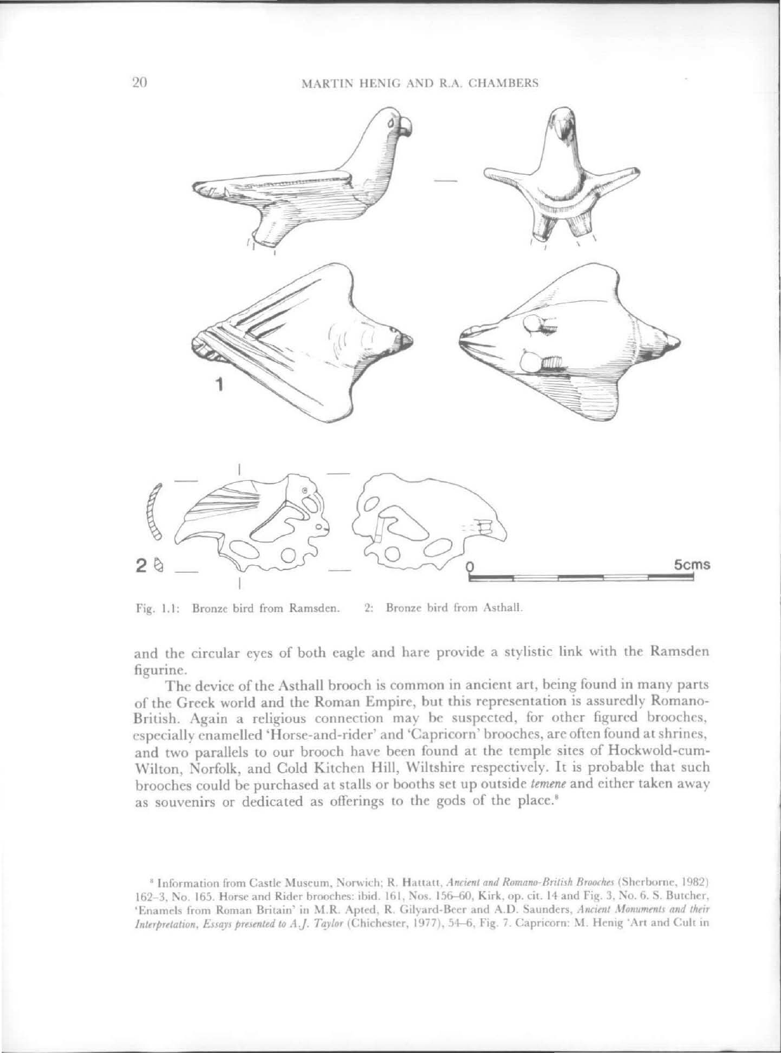Fig. 1.1: Bronze bird from Ramsden. 2: Bronze bird from Asthall.

and the circular eyes of both eagle and hare provide a stylistic link with the Ramsden figurine.

The device of the Asthall brooch is common in ancient art, being found in many parts of the Greek world and the Roman Empire, but this representation is assuredly Romano-British. Again a religious connection may be suspected, for other figured brooches, especially enamelled 'Horse-and-rider' and 'Capricorn' brooches, are often found at shrines, and two parallels to our brooch have been found at the temple sites of Hockwold-cum-Wilton, Norfolk, and Cold Kitchen Hill, Wiltshire respectively. It is probable that such brooches could be purchased at stalls or booths set up outside *temene* and either taken away as souvenirs or dedicated as offerings to the gods of the place.[8]

[8] Information from Castle Museum, Norwich; R. Hattatt, *Ancient and Romano-British Brooches* (Sherborne, 1982) 162–3, No. 165. Horse and Rider brooches: ibid. 161, Nos. 156–60, Kirk, op. cit. 14 and Fig. 3, No. 6. S. Butcher, 'Enamels from Roman Britain' in M.R. Apted, R. Gilyard-Beer and A.D. Saunders, *Ancient Monuments and their Interpretation, Essays presented to A.J. Taylor* (Chichester, 1977), 54–6, Fig. 7. Capricorn: M. Henig 'Art and Cult in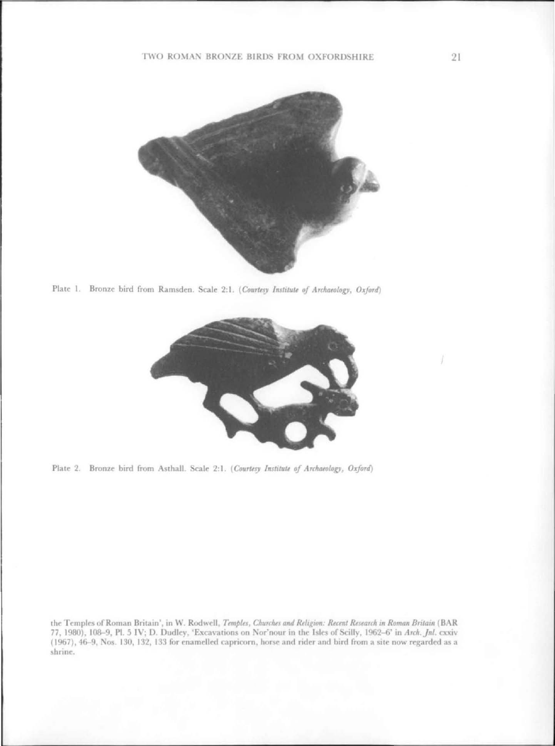Plate 1. Bronze bird from Ramsden. Scale 2:1. (*Courtesy Institute of Archaeology, Oxford*)

Plate 2. Bronze bird from Asthall. Scale 2:1. (*Courtesy Institute of Archaeology, Oxford*)

the Temples of Roman Britain', in W. Rodwell, *Temples, Churches and Religion: Recent Research in Roman Britain* (BAR 77, 1980), 108–9, Pl. 5 IV; D. Dudley, 'Excavations on Nor'nour in the Isles of Scilly, 1962–6' in *Arch. Jnl.* cxxiv (1967), 46–9, Nos. 130, 132, 133 for enamelled capricorn, horse and rider and bird from a site now regarded as a shrine.